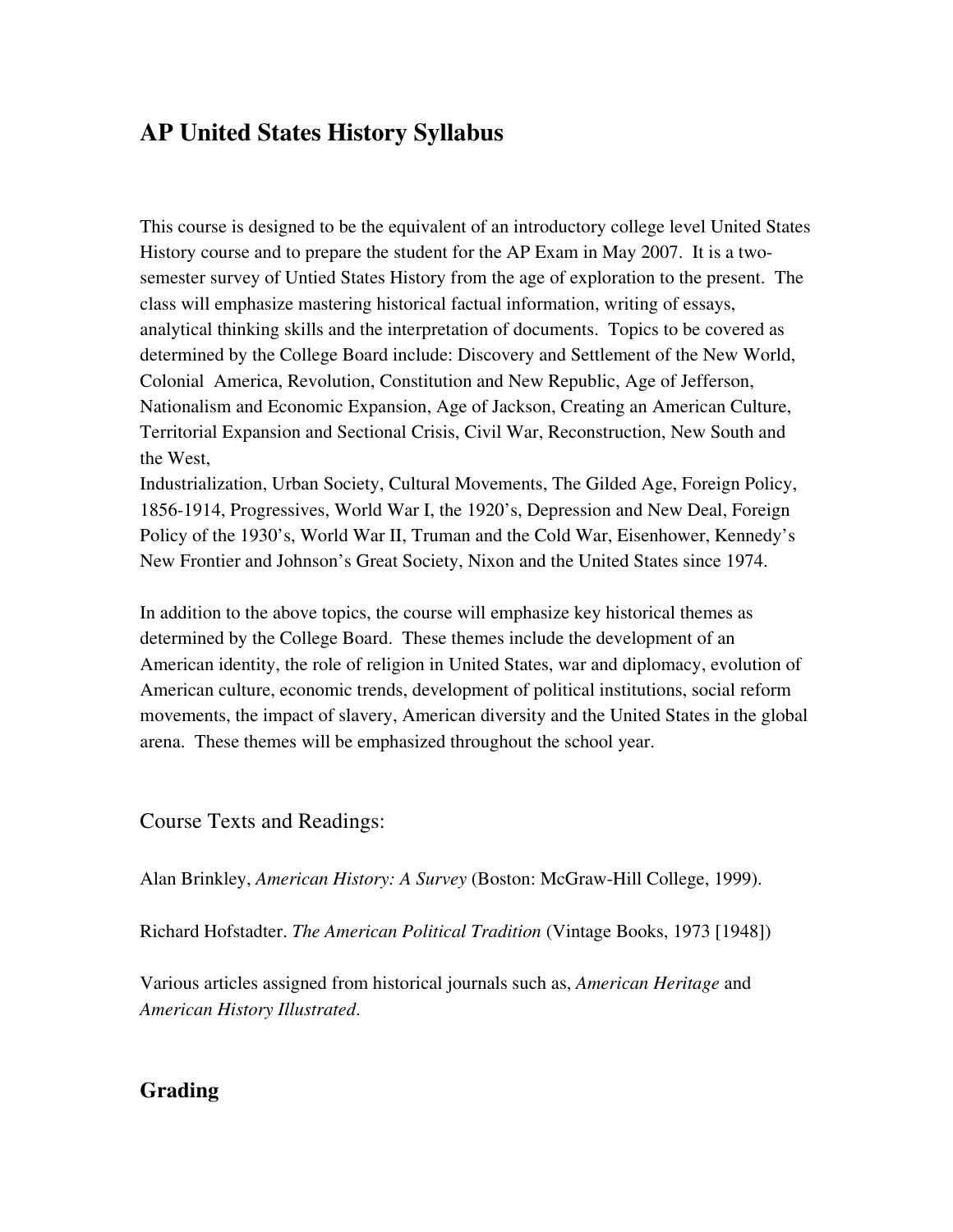# AP United States History Syllabus

This course is designed to be the equivalent of an introductory college level United States History course and to prepare the student for the AP Exam in May 2007. It is a two-semester survey of Untied States History from the age of exploration to the present. The class will emphasize mastering historical factual information, writing of essays, analytical thinking skills and the interpretation of documents. Topics to be covered as determined by the College Board include: Discovery and Settlement of the New World, Colonial America, Revolution, Constitution and New Republic, Age of Jefferson, Nationalism and Economic Expansion, Age of Jackson, Creating an American Culture, Territorial Expansion and Sectional Crisis, Civil War, Reconstruction, New South and the West,
Industrialization, Urban Society, Cultural Movements, The Gilded Age, Foreign Policy, 1856-1914, Progressives, World War I, the 1920's, Depression and New Deal, Foreign Policy of the 1930's, World War II, Truman and the Cold War, Eisenhower, Kennedy's New Frontier and Johnson's Great Society, Nixon and the United States since 1974.

In addition to the above topics, the course will emphasize key historical themes as determined by the College Board. These themes include the development of an American identity, the role of religion in United States, war and diplomacy, evolution of American culture, economic trends, development of political institutions, social reform movements, the impact of slavery, American diversity and the United States in the global arena. These themes will be emphasized throughout the school year.

## Course Texts and Readings:

Alan Brinkley, *American History: A Survey* (Boston: McGraw-Hill College, 1999).

Richard Hofstadter. *The American Political Tradition* (Vintage Books, 1973 [1948])

Various articles assigned from historical journals such as, *American Heritage* and *American History Illustrated*.

## Grading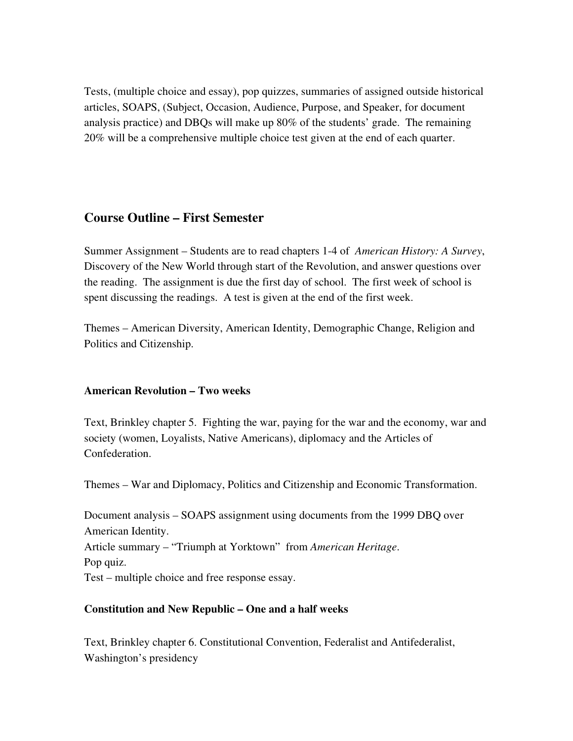Tests, (multiple choice and essay), pop quizzes, summaries of assigned outside historical articles, SOAPS, (Subject, Occasion, Audience, Purpose, and Speaker, for document analysis practice) and DBQs will make up 80% of the students' grade. The remaining 20% will be a comprehensive multiple choice test given at the end of each quarter.

## Course Outline – First Semester

Summer Assignment – Students are to read chapters 1-4 of *American History: A Survey*, Discovery of the New World through start of the Revolution, and answer questions over the reading. The assignment is due the first day of school. The first week of school is spent discussing the readings. A test is given at the end of the first week.

Themes – American Diversity, American Identity, Demographic Change, Religion and Politics and Citizenship.

### American Revolution – Two weeks

Text, Brinkley chapter 5. Fighting the war, paying for the war and the economy, war and society (women, Loyalists, Native Americans), diplomacy and the Articles of Confederation.

Themes – War and Diplomacy, Politics and Citizenship and Economic Transformation.

Document analysis – SOAPS assignment using documents from the 1999 DBQ over American Identity.
Article summary – "Triumph at Yorktown" from *American Heritage*.
Pop quiz.
Test – multiple choice and free response essay.

### Constitution and New Republic – One and a half weeks

Text, Brinkley chapter 6. Constitutional Convention, Federalist and Antifederalist, Washington's presidency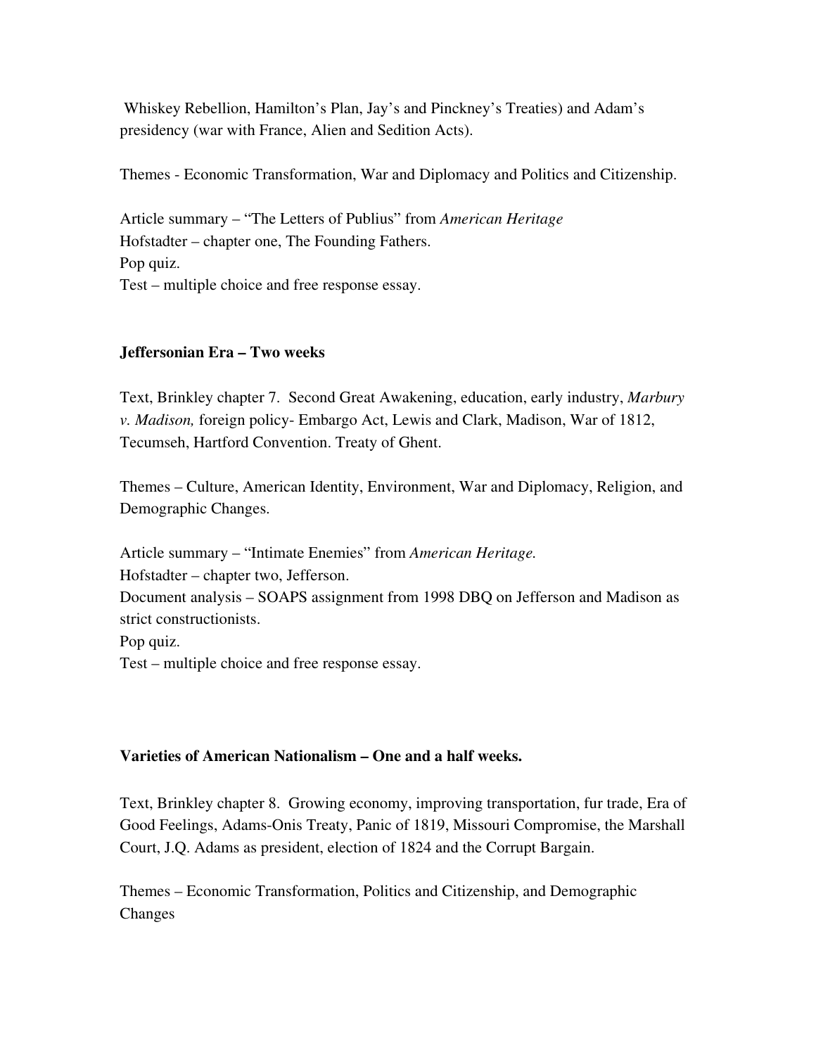Whiskey Rebellion, Hamilton's Plan, Jay's and Pinckney's Treaties) and Adam's presidency (war with France, Alien and Sedition Acts).

Themes - Economic Transformation, War and Diplomacy and Politics and Citizenship.

Article summary – "The Letters of Publius" from *American Heritage*
Hofstadter – chapter one, The Founding Fathers.
Pop quiz.
Test – multiple choice and free response essay.

**Jeffersonian Era – Two weeks**

Text, Brinkley chapter 7. Second Great Awakening, education, early industry, *Marbury v. Madison,* foreign policy- Embargo Act, Lewis and Clark, Madison, War of 1812, Tecumseh, Hartford Convention. Treaty of Ghent.

Themes – Culture, American Identity, Environment, War and Diplomacy, Religion, and Demographic Changes.

Article summary – "Intimate Enemies" from *American Heritage.*
Hofstadter – chapter two, Jefferson.
Document analysis – SOAPS assignment from 1998 DBQ on Jefferson and Madison as strict constructionists.
Pop quiz.
Test – multiple choice and free response essay.

**Varieties of American Nationalism – One and a half weeks.**

Text, Brinkley chapter 8. Growing economy, improving transportation, fur trade, Era of Good Feelings, Adams-Onis Treaty, Panic of 1819, Missouri Compromise, the Marshall Court, J.Q. Adams as president, election of 1824 and the Corrupt Bargain.

Themes – Economic Transformation, Politics and Citizenship, and Demographic Changes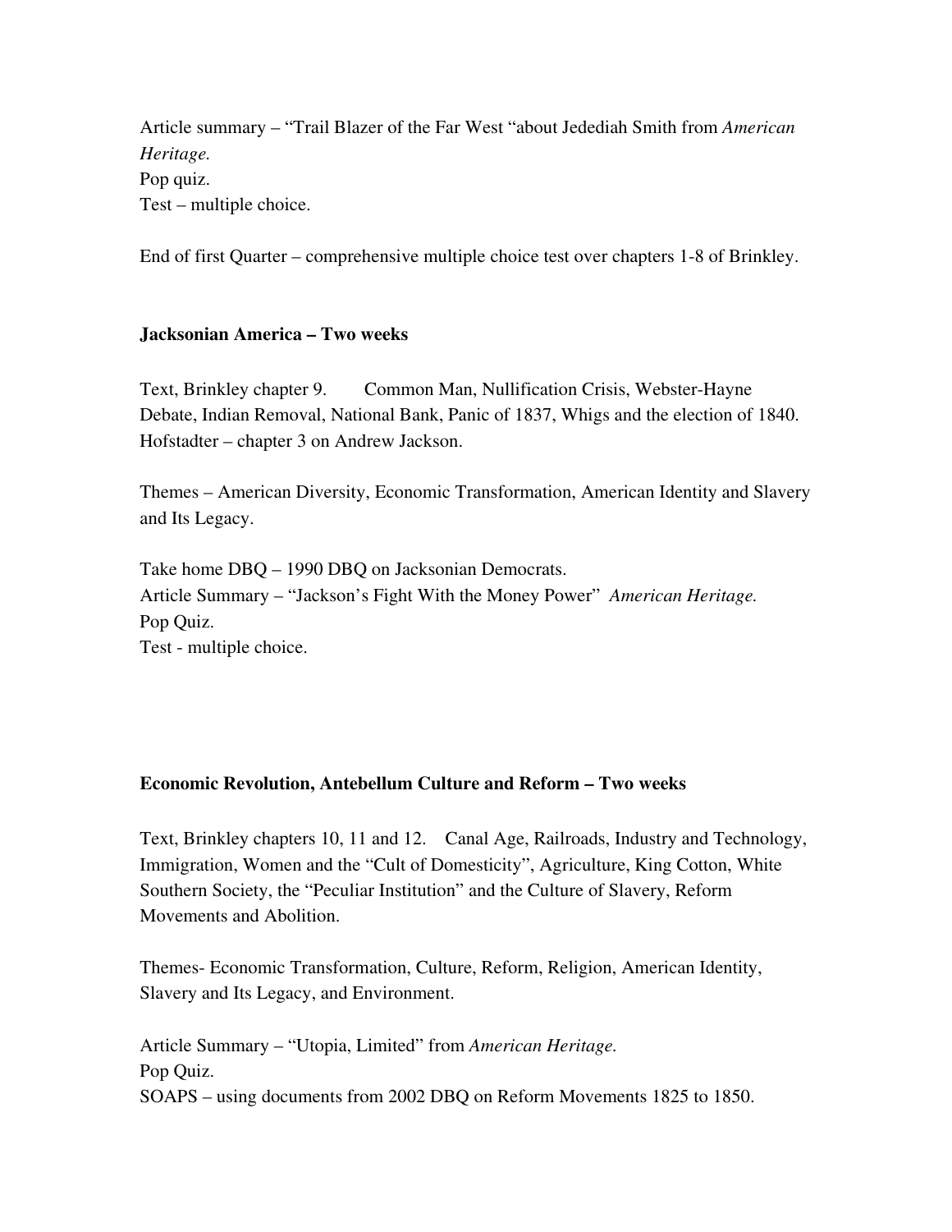Article summary – "Trail Blazer of the Far West "about Jedediah Smith from *American Heritage.*
Pop quiz.
Test – multiple choice.

End of first Quarter – comprehensive multiple choice test over chapters 1-8 of Brinkley.

**Jacksonian America – Two weeks**

Text, Brinkley chapter 9. Common Man, Nullification Crisis, Webster-Hayne Debate, Indian Removal, National Bank, Panic of 1837, Whigs and the election of 1840. Hofstadter – chapter 3 on Andrew Jackson.

Themes – American Diversity, Economic Transformation, American Identity and Slavery and Its Legacy.

Take home DBQ – 1990 DBQ on Jacksonian Democrats.
Article Summary – "Jackson's Fight With the Money Power" *American Heritage.*
Pop Quiz.
Test - multiple choice.

**Economic Revolution, Antebellum Culture and Reform – Two weeks**

Text, Brinkley chapters 10, 11 and 12. Canal Age, Railroads, Industry and Technology, Immigration, Women and the "Cult of Domesticity", Agriculture, King Cotton, White Southern Society, the "Peculiar Institution" and the Culture of Slavery, Reform Movements and Abolition.

Themes- Economic Transformation, Culture, Reform, Religion, American Identity, Slavery and Its Legacy, and Environment.

Article Summary – "Utopia, Limited" from *American Heritage.*
Pop Quiz.
SOAPS – using documents from 2002 DBQ on Reform Movements 1825 to 1850.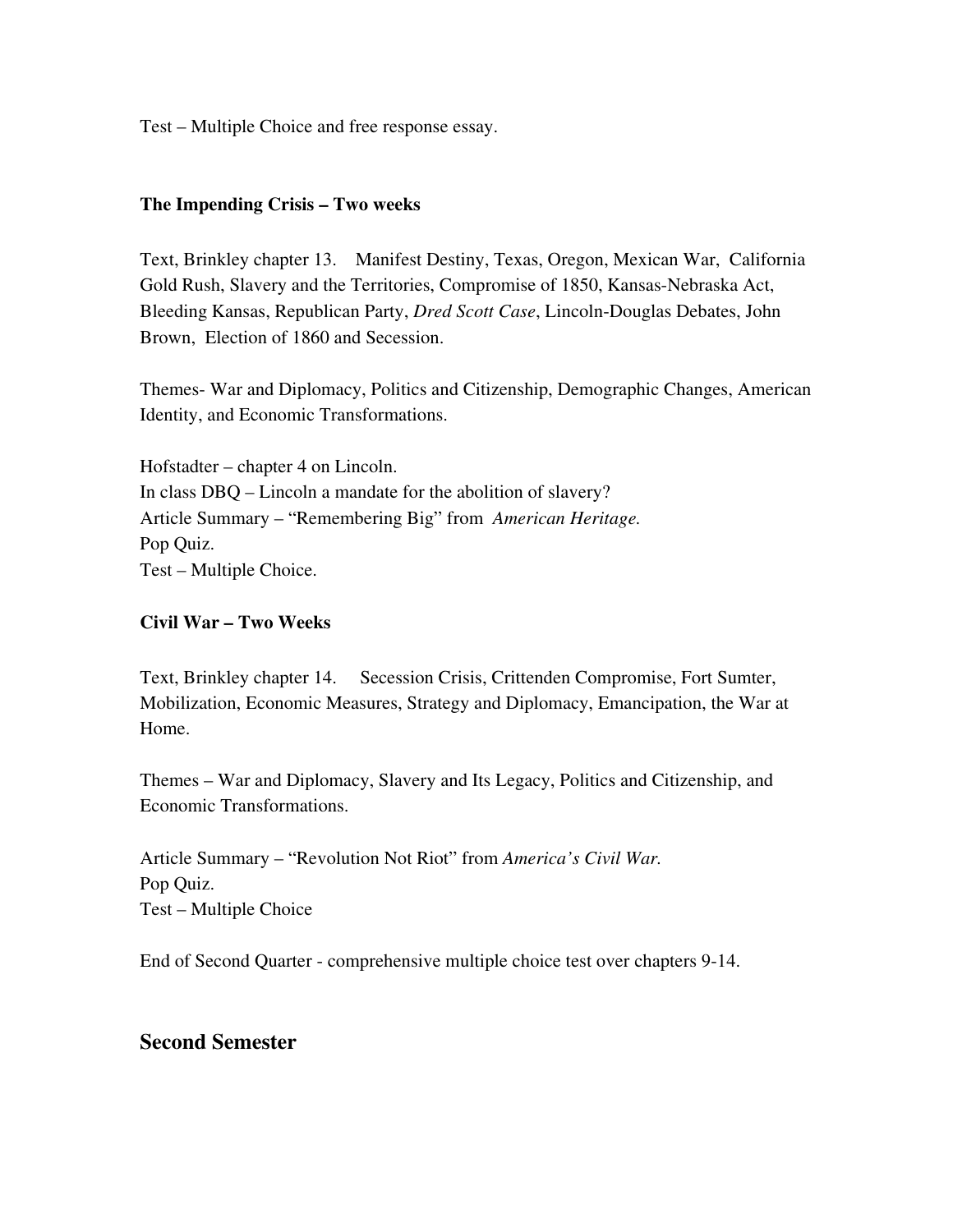Test – Multiple Choice and free response essay.

**The Impending Crisis – Two weeks**

Text, Brinkley chapter 13. Manifest Destiny, Texas, Oregon, Mexican War, California Gold Rush, Slavery and the Territories, Compromise of 1850, Kansas-Nebraska Act, Bleeding Kansas, Republican Party, *Dred Scott Case*, Lincoln-Douglas Debates, John Brown, Election of 1860 and Secession.

Themes- War and Diplomacy, Politics and Citizenship, Demographic Changes, American Identity, and Economic Transformations.

Hofstadter – chapter 4 on Lincoln.
In class DBQ – Lincoln a mandate for the abolition of slavery?
Article Summary – "Remembering Big" from *American Heritage.*
Pop Quiz.
Test – Multiple Choice.

**Civil War – Two Weeks**

Text, Brinkley chapter 14. Secession Crisis, Crittenden Compromise, Fort Sumter, Mobilization, Economic Measures, Strategy and Diplomacy, Emancipation, the War at Home.

Themes – War and Diplomacy, Slavery and Its Legacy, Politics and Citizenship, and Economic Transformations.

Article Summary – "Revolution Not Riot" from *America's Civil War.*
Pop Quiz.
Test – Multiple Choice

End of Second Quarter - comprehensive multiple choice test over chapters 9-14.

## Second Semester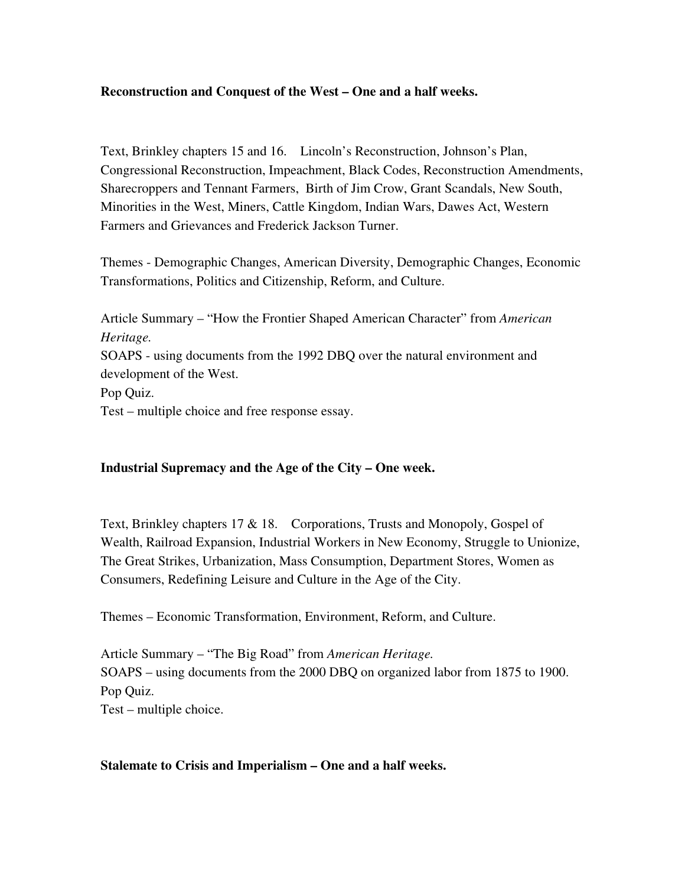**Reconstruction and Conquest of the West – One and a half weeks.**

Text, Brinkley chapters 15 and 16. Lincoln's Reconstruction, Johnson's Plan, Congressional Reconstruction, Impeachment, Black Codes, Reconstruction Amendments, Sharecroppers and Tennant Farmers, Birth of Jim Crow, Grant Scandals, New South, Minorities in the West, Miners, Cattle Kingdom, Indian Wars, Dawes Act, Western Farmers and Grievances and Frederick Jackson Turner.

Themes - Demographic Changes, American Diversity, Demographic Changes, Economic Transformations, Politics and Citizenship, Reform, and Culture.

Article Summary – "How the Frontier Shaped American Character" from *American Heritage.*
SOAPS - using documents from the 1992 DBQ over the natural environment and development of the West.
Pop Quiz.
Test – multiple choice and free response essay.

**Industrial Supremacy and the Age of the City – One week.**

Text, Brinkley chapters 17 & 18. Corporations, Trusts and Monopoly, Gospel of Wealth, Railroad Expansion, Industrial Workers in New Economy, Struggle to Unionize, The Great Strikes, Urbanization, Mass Consumption, Department Stores, Women as Consumers, Redefining Leisure and Culture in the Age of the City.

Themes – Economic Transformation, Environment, Reform, and Culture.

Article Summary – "The Big Road" from *American Heritage.*
SOAPS – using documents from the 2000 DBQ on organized labor from 1875 to 1900.
Pop Quiz.
Test – multiple choice.

**Stalemate to Crisis and Imperialism – One and a half weeks.**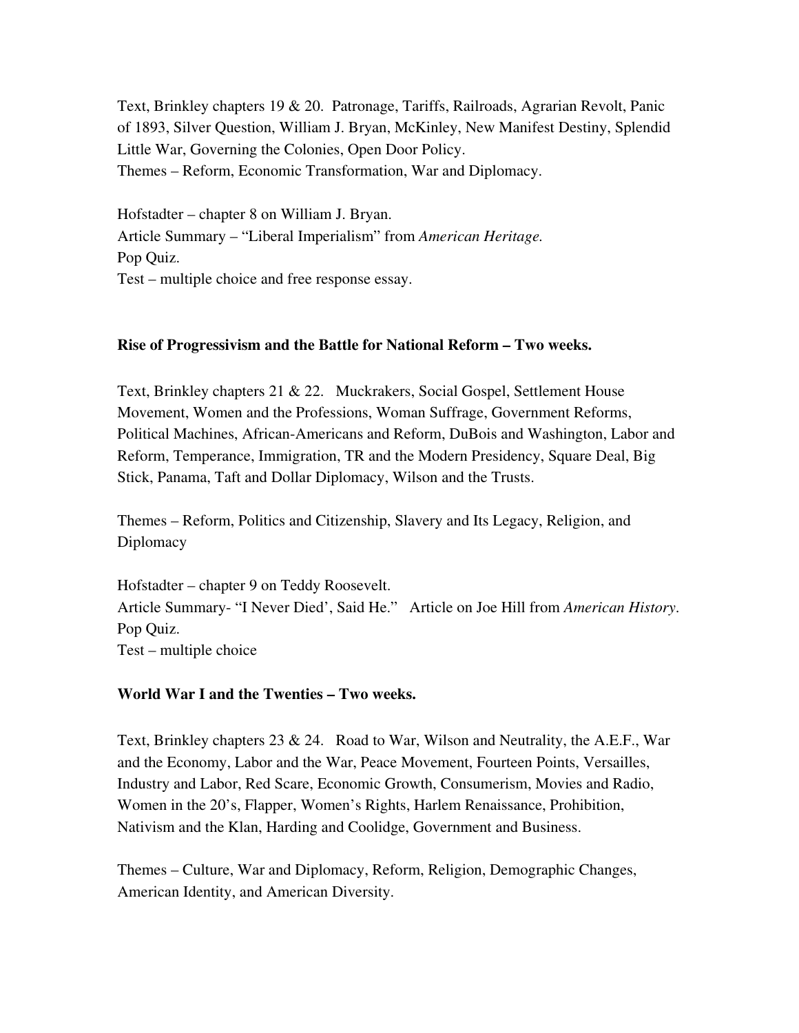Text, Brinkley chapters 19 & 20. Patronage, Tariffs, Railroads, Agrarian Revolt, Panic of 1893, Silver Question, William J. Bryan, McKinley, New Manifest Destiny, Splendid Little War, Governing the Colonies, Open Door Policy.
Themes – Reform, Economic Transformation, War and Diplomacy.

Hofstadter – chapter 8 on William J. Bryan.
Article Summary – "Liberal Imperialism" from *American Heritage.*
Pop Quiz.
Test – multiple choice and free response essay.

**Rise of Progressivism and the Battle for National Reform – Two weeks.**

Text, Brinkley chapters 21 & 22. Muckrakers, Social Gospel, Settlement House Movement, Women and the Professions, Woman Suffrage, Government Reforms, Political Machines, African-Americans and Reform, DuBois and Washington, Labor and Reform, Temperance, Immigration, TR and the Modern Presidency, Square Deal, Big Stick, Panama, Taft and Dollar Diplomacy, Wilson and the Trusts.

Themes – Reform, Politics and Citizenship, Slavery and Its Legacy, Religion, and Diplomacy

Hofstadter – chapter 9 on Teddy Roosevelt.
Article Summary- "I Never Died', Said He." Article on Joe Hill from *American History*.
Pop Quiz.
Test – multiple choice

**World War I and the Twenties – Two weeks.**

Text, Brinkley chapters 23 & 24. Road to War, Wilson and Neutrality, the A.E.F., War and the Economy, Labor and the War, Peace Movement, Fourteen Points, Versailles, Industry and Labor, Red Scare, Economic Growth, Consumerism, Movies and Radio, Women in the 20's, Flapper, Women's Rights, Harlem Renaissance, Prohibition, Nativism and the Klan, Harding and Coolidge, Government and Business.

Themes – Culture, War and Diplomacy, Reform, Religion, Demographic Changes, American Identity, and American Diversity.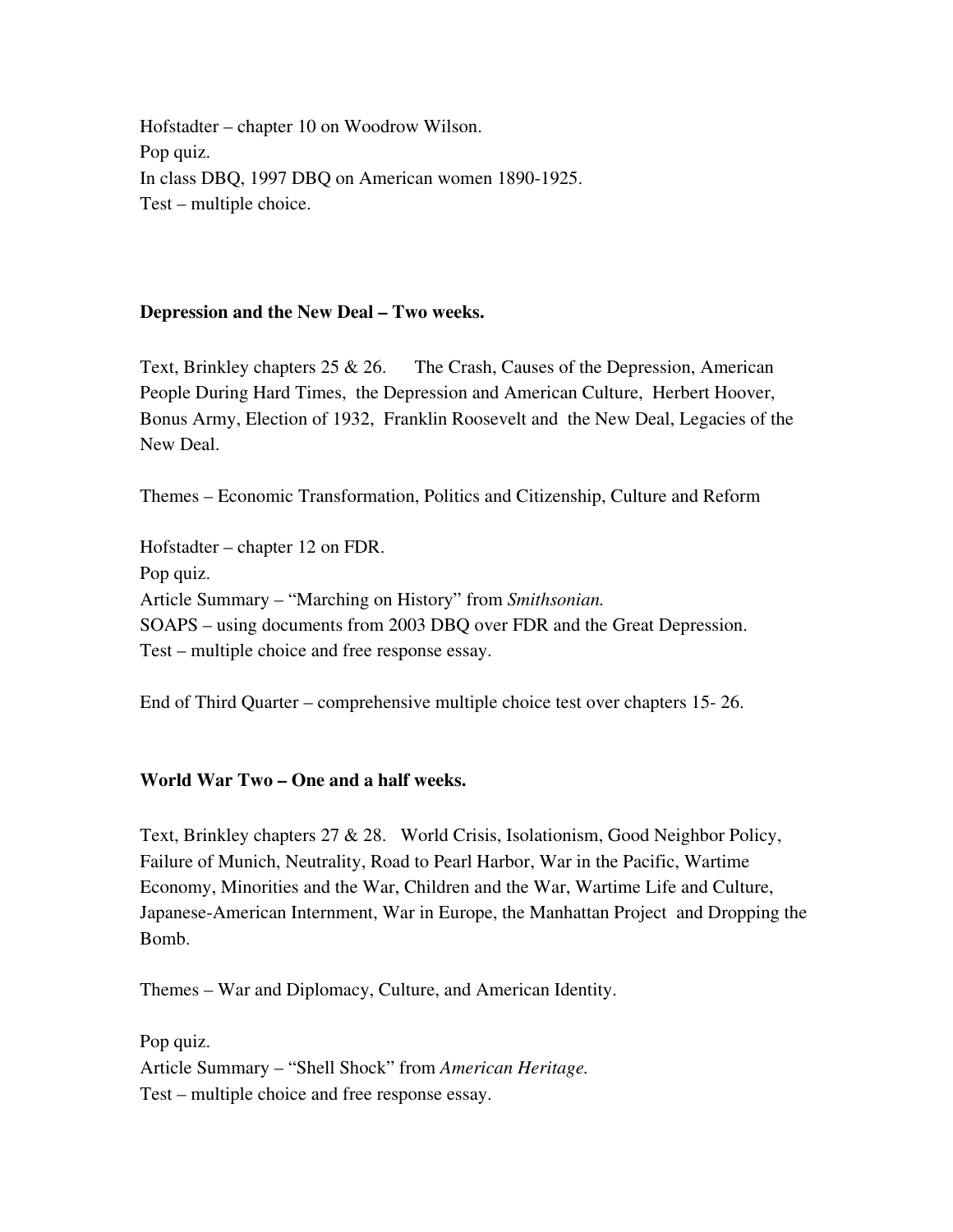Hofstadter – chapter 10 on Woodrow Wilson.
Pop quiz.
In class DBQ, 1997 DBQ on American women 1890-1925.
Test – multiple choice.

**Depression and the New Deal – Two weeks.**

Text, Brinkley chapters 25 & 26. The Crash, Causes of the Depression, American People During Hard Times, the Depression and American Culture, Herbert Hoover, Bonus Army, Election of 1932, Franklin Roosevelt and the New Deal, Legacies of the New Deal.

Themes – Economic Transformation, Politics and Citizenship, Culture and Reform

Hofstadter – chapter 12 on FDR.
Pop quiz.
Article Summary – "Marching on History" from *Smithsonian.*
SOAPS – using documents from 2003 DBQ over FDR and the Great Depression.
Test – multiple choice and free response essay.

End of Third Quarter – comprehensive multiple choice test over chapters 15- 26.

**World War Two – One and a half weeks.**

Text, Brinkley chapters 27 & 28. World Crisis, Isolationism, Good Neighbor Policy, Failure of Munich, Neutrality, Road to Pearl Harbor, War in the Pacific, Wartime Economy, Minorities and the War, Children and the War, Wartime Life and Culture, Japanese-American Internment, War in Europe, the Manhattan Project and Dropping the Bomb.

Themes – War and Diplomacy, Culture, and American Identity.

Pop quiz.
Article Summary – "Shell Shock" from *American Heritage.*
Test – multiple choice and free response essay.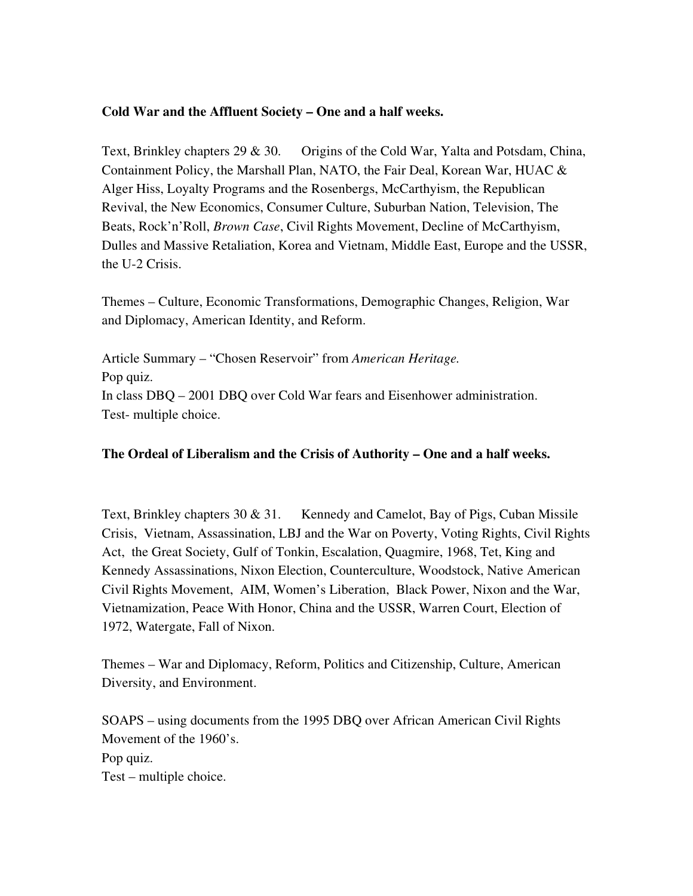**Cold War and the Affluent Society – One and a half weeks.**

Text, Brinkley chapters 29 & 30. Origins of the Cold War, Yalta and Potsdam, China, Containment Policy, the Marshall Plan, NATO, the Fair Deal, Korean War, HUAC & Alger Hiss, Loyalty Programs and the Rosenbergs, McCarthyism, the Republican Revival, the New Economics, Consumer Culture, Suburban Nation, Television, The Beats, Rock'n'Roll, *Brown Case*, Civil Rights Movement, Decline of McCarthyism, Dulles and Massive Retaliation, Korea and Vietnam, Middle East, Europe and the USSR, the U-2 Crisis.

Themes – Culture, Economic Transformations, Demographic Changes, Religion, War and Diplomacy, American Identity, and Reform.

Article Summary – "Chosen Reservoir" from *American Heritage.*
Pop quiz.
In class DBQ – 2001 DBQ over Cold War fears and Eisenhower administration.
Test- multiple choice.

**The Ordeal of Liberalism and the Crisis of Authority – One and a half weeks.**

Text, Brinkley chapters 30 & 31. Kennedy and Camelot, Bay of Pigs, Cuban Missile Crisis, Vietnam, Assassination, LBJ and the War on Poverty, Voting Rights, Civil Rights Act, the Great Society, Gulf of Tonkin, Escalation, Quagmire, 1968, Tet, King and Kennedy Assassinations, Nixon Election, Counterculture, Woodstock, Native American Civil Rights Movement, AIM, Women's Liberation, Black Power, Nixon and the War, Vietnamization, Peace With Honor, China and the USSR, Warren Court, Election of 1972, Watergate, Fall of Nixon.

Themes – War and Diplomacy, Reform, Politics and Citizenship, Culture, American Diversity, and Environment.

SOAPS – using documents from the 1995 DBQ over African American Civil Rights Movement of the 1960's.
Pop quiz.
Test – multiple choice.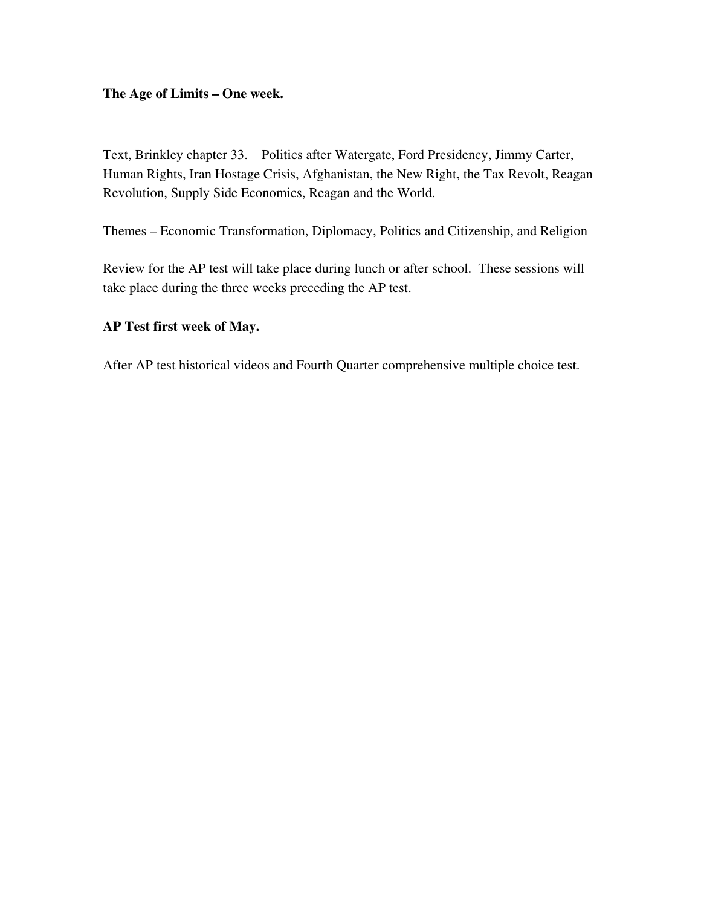**The Age of Limits – One week.**

Text, Brinkley chapter 33. Politics after Watergate, Ford Presidency, Jimmy Carter, Human Rights, Iran Hostage Crisis, Afghanistan, the New Right, the Tax Revolt, Reagan Revolution, Supply Side Economics, Reagan and the World.

Themes – Economic Transformation, Diplomacy, Politics and Citizenship, and Religion

Review for the AP test will take place during lunch or after school. These sessions will take place during the three weeks preceding the AP test.

**AP Test first week of May.**

After AP test historical videos and Fourth Quarter comprehensive multiple choice test.